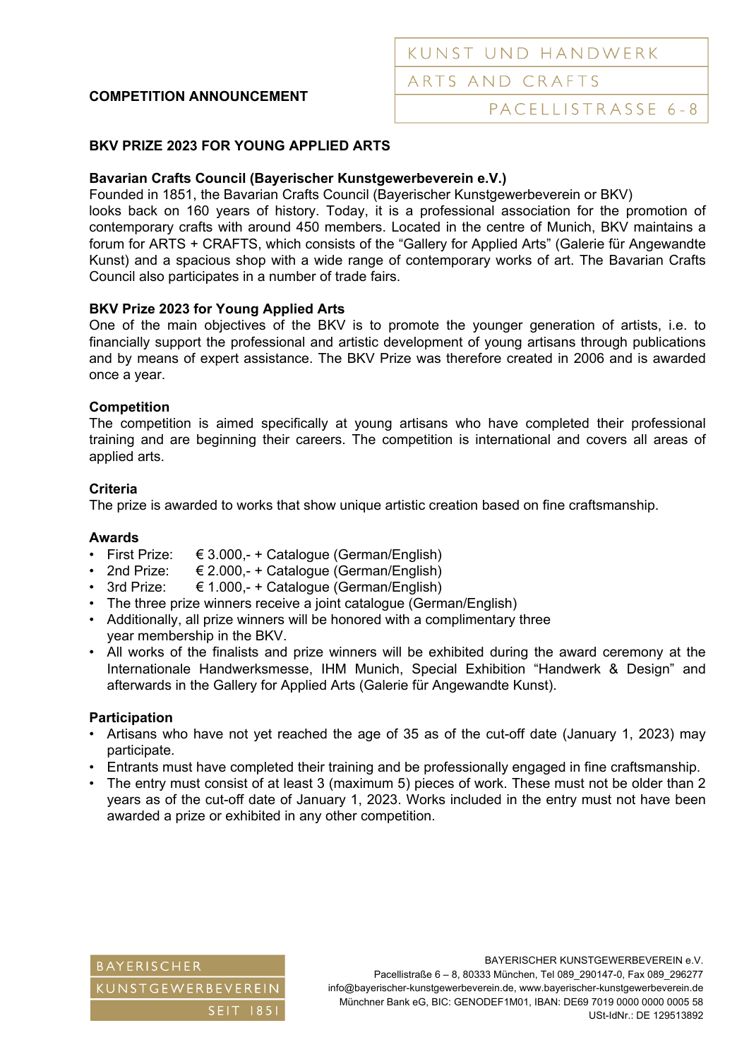KUNST UND HANDWERK

ARTS AND CRAFTS

PACELLISTRASSE 6-8

**COMPETITION ANNOUNCEMENT**

## BKV PRIZE 2023 FOR YOUNG APPLIED ARTS

### Bavarian Crafts Council (Bayerischer Kunstgewerbeverein e.V.)

Founded in 1851, the Bavarian Crafts Council (Bayerischer Kunstgewerbeverein or BKV) looks back on 160 years of history. Today, it is a professional association for the promotion of contemporary crafts with around 450 members. Located in the centre of Munich, BKV maintains a forum for ARTS + CRAFTS, which consists of the “Gallery for Applied Arts” (Galerie für Angewandte Kunst) and a spacious shop with a wide range of contemporary works of art. The Bavarian Crafts Council also participates in a number of trade fairs.

### BKV Prize 2023 for Young Applied Arts

One of the main objectives of the BKV is to promote the younger generation of artists, i.e. to financially support the professional and artistic development of young artisans through publications and by means of expert assistance. The BKV Prize was therefore created in 2006 and is awarded once a year.

### Competition

The competition is aimed specifically at young artisans who have completed their professional training and are beginning their careers. The competition is international and covers all areas of applied arts.

### Criteria

The prize is awarded to works that show unique artistic creation based on fine craftsmanship.

### Awards

- First Prize: € 3.000,- + Catalogue (German/English)
- 2nd Prize: € 2.000,- + Catalogue (German/English)
- 3rd Prize: € 1.000,- + Catalogue (German/English)
- The three prize winners receive a joint catalogue (German/English)
- Additionally, all prize winners will be honored with a complimentary three year membership in the BKV.
- All works of the finalists and prize winners will be exhibited during the award ceremony at the Internationale Handwerksmesse, IHM Munich, Special Exhibition “Handwerk & Design” and afterwards in the Gallery for Applied Arts (Galerie für Angewandte Kunst).

### Participation

- Artisans who have not yet reached the age of 35 as of the cut-off date (January 1, 2023) may participate.
- Entrants must have completed their training and be professionally engaged in fine craftsmanship.
- The entry must consist of at least 3 (maximum 5) pieces of work. These must not be older than 2 years as of the cut-off date of January 1, 2023. Works included in the entry must not have been awarded a prize or exhibited in any other competition.

BAYERISCHER KUNSTGEWERBEVEREIN SEIT 1851

BAYERISCHER KUNSTGEWERBEVEREIN e.V.
Pacellistraße 6 – 8, 80333 München, Tel 089_290147-0, Fax 089_296277
info@bayerischer-kunstgewerbeverein.de, www.bayerischer-kunstgewerbeverein.de
Münchner Bank eG, BIC: GENODEF1M01, IBAN: DE69 7019 0000 0000 0005 58
USt-IdNr.: DE 129513892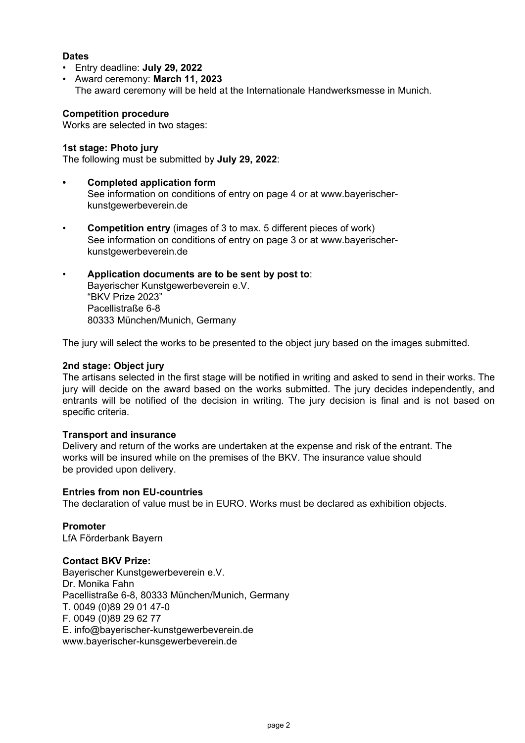**Dates**

- Entry deadline: **July 29, 2022**
- Award ceremony: **March 11, 2023**
  The award ceremony will be held at the Internationale Handwerksmesse in Munich.

**Competition procedure**

Works are selected in two stages:

**1st stage: Photo jury**

The following must be submitted by **July 29, 2022**:

- **Completed application form**
  See information on conditions of entry on page 4 or at www.bayerischer-kunstgewerbeverein.de

- **Competition entry** (images of 3 to max. 5 different pieces of work)
  See information on conditions of entry on page 3 or at www.bayerischer-kunstgewerbeverein.de

- **Application documents are to be sent by post to**:
  Bayerischer Kunstgewerbeverein e.V.
  "BKV Prize 2023"
  Pacellistraße 6-8
  80333 München/Munich, Germany

The jury will select the works to be presented to the object jury based on the images submitted.

**2nd stage: Object jury**

The artisans selected in the first stage will be notified in writing and asked to send in their works. The jury will decide on the award based on the works submitted. The jury decides independently, and entrants will be notified of the decision in writing. The jury decision is final and is not based on specific criteria.

**Transport and insurance**

Delivery and return of the works are undertaken at the expense and risk of the entrant. The works will be insured while on the premises of the BKV. The insurance value should be provided upon delivery.

**Entries from non EU-countries**

The declaration of value must be in EURO. Works must be declared as exhibition objects.

**Promoter**

LfA Förderbank Bayern

**Contact BKV Prize:**

Bayerischer Kunstgewerbeverein e.V.
Dr. Monika Fahn
Pacellistraße 6-8, 80333 München/Munich, Germany
T. 0049 (0)89 29 01 47-0
F. 0049 (0)89 29 62 77
E. info@bayerischer-kunstgewerbeverein.de
www.bayerischer-kunsgewerbeverein.de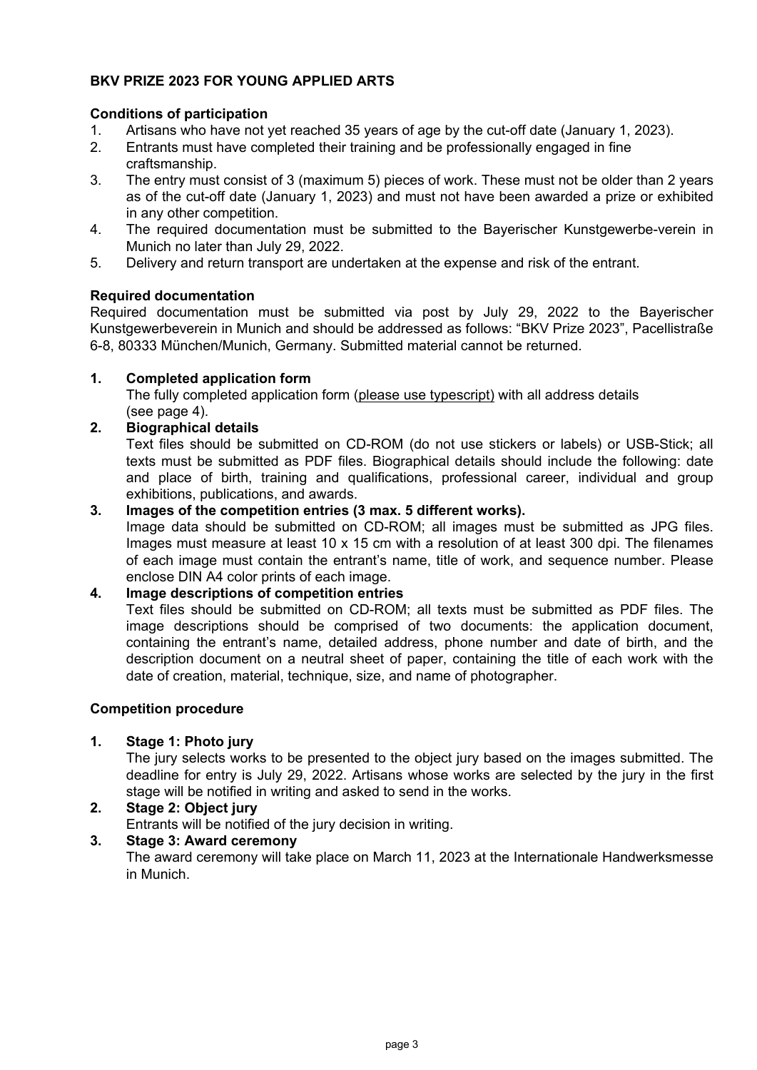**BKV PRIZE 2023 FOR YOUNG APPLIED ARTS**

**Conditions of participation**

1. Artisans who have not yet reached 35 years of age by the cut-off date (January 1, 2023).
2. Entrants must have completed their training and be professionally engaged in fine craftsmanship.
3. The entry must consist of 3 (maximum 5) pieces of work. These must not be older than 2 years as of the cut-off date (January 1, 2023) and must not have been awarded a prize or exhibited in any other competition.
4. The required documentation must be submitted to the Bayerischer Kunstgewerbe-verein in Munich no later than July 29, 2022.
5. Delivery and return transport are undertaken at the expense and risk of the entrant.

**Required documentation**

Required documentation must be submitted via post by July 29, 2022 to the Bayerischer Kunstgewerbeverein in Munich and should be addressed as follows: "BKV Prize 2023", Pacellistraße 6-8, 80333 München/Munich, Germany. Submitted material cannot be returned.

1. **Completed application form**
   The fully completed application form (please use typescript) with all address details (see page 4).
2. **Biographical details**
   Text files should be submitted on CD-ROM (do not use stickers or labels) or USB-Stick; all texts must be submitted as PDF files. Biographical details should include the following: date and place of birth, training and qualifications, professional career, individual and group exhibitions, publications, and awards.
3. **Images of the competition entries (3 max. 5 different works).**
   Image data should be submitted on CD-ROM; all images must be submitted as JPG files. Images must measure at least 10 x 15 cm with a resolution of at least 300 dpi. The filenames of each image must contain the entrant's name, title of work, and sequence number. Please enclose DIN A4 color prints of each image.
4. **Image descriptions of competition entries**
   Text files should be submitted on CD-ROM; all texts must be submitted as PDF files. The image descriptions should be comprised of two documents: the application document, containing the entrant's name, detailed address, phone number and date of birth, and the description document on a neutral sheet of paper, containing the title of each work with the date of creation, material, technique, size, and name of photographer.

**Competition procedure**

1. **Stage 1: Photo jury**
   The jury selects works to be presented to the object jury based on the images submitted. The deadline for entry is July 29, 2022. Artisans whose works are selected by the jury in the first stage will be notified in writing and asked to send in the works.
2. **Stage 2: Object jury**
   Entrants will be notified of the jury decision in writing.
3. **Stage 3: Award ceremony**
   The award ceremony will take place on March 11, 2023 at the Internationale Handwerksmesse in Munich.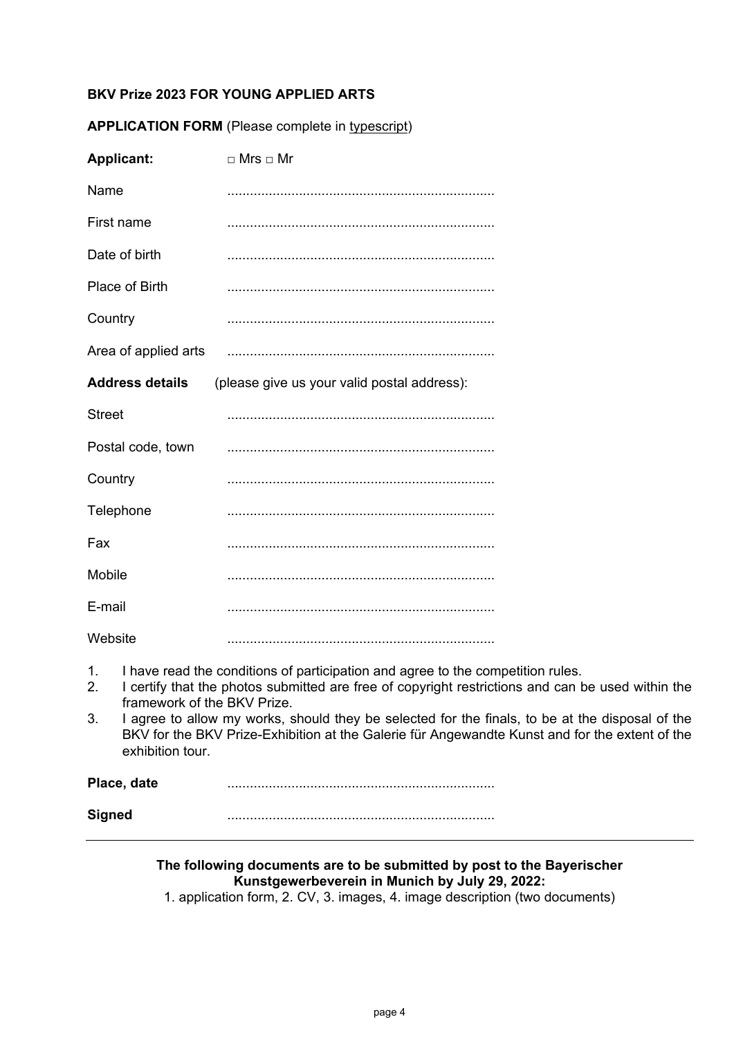**BKV Prize 2023 FOR YOUNG APPLIED ARTS**

**APPLICATION FORM** (Please complete in typescript)

**Applicant:** □ Mrs □ Mr

Name ......................................................................

First name ......................................................................

Date of birth ......................................................................

Place of Birth ......................................................................

Country ......................................................................

Area of applied arts ......................................................................

**Address details** (please give us your valid postal address):

Street ......................................................................

Postal code, town ......................................................................

Country ......................................................................

Telephone ......................................................................

Fax ......................................................................

Mobile ......................................................................

E-mail ......................................................................

Website ......................................................................

1. I have read the conditions of participation and agree to the competition rules.
2. I certify that the photos submitted are free of copyright restrictions and can be used within the framework of the BKV Prize.
3. I agree to allow my works, should they be selected for the finals, to be at the disposal of the BKV for the BKV Prize-Exhibition at the Galerie für Angewandte Kunst and for the extent of the exhibition tour.

**Place, date** ......................................................................

**Signed** ......................................................................

---

**The following documents are to be submitted by post to the Bayerischer Kunstgewerbeverein in Munich by July 29, 2022:**

1. application form, 2. CV, 3. images, 4. image description (two documents)